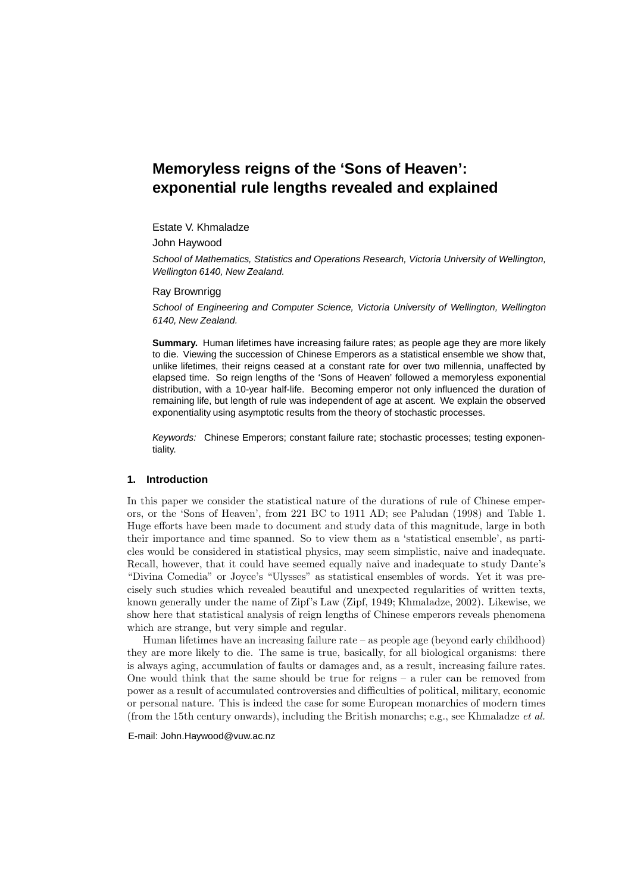# Memoryless reigns of the 'Sons of Heaven': exponential rule lengths revealed and explained

Estate V. Khmaladze

John Haywood

*School of Mathematics, Statistics and Operations Research, Victoria University of Wellington, Wellington 6140, New Zealand.*

Ray Brownrigg

*School of Engineering and Computer Science, Victoria University of Wellington, Wellington 6140, New Zealand.*

**Summary.** Human lifetimes have increasing failure rates; as people age they are more likely to die. Viewing the succession of Chinese Emperors as a statistical ensemble we show that, unlike lifetimes, their reigns ceased at a constant rate for over two millennia, unaffected by elapsed time. So reign lengths of the 'Sons of Heaven' followed a memoryless exponential distribution, with a 10-year half-life. Becoming emperor not only influenced the duration of remaining life, but length of rule was independent of age at ascent. We explain the observed exponentiality using asymptotic results from the theory of stochastic processes.

*Keywords:* Chinese Emperors; constant failure rate; stochastic processes; testing exponentiality.

## 1. Introduction

In this paper we consider the statistical nature of the durations of rule of Chinese emperors, or the 'Sons of Heaven', from 221 BC to 1911 AD; see Paludan (1998) and Table 1. Huge efforts have been made to document and study data of this magnitude, large in both their importance and time spanned. So to view them as a 'statistical ensemble', as particles would be considered in statistical physics, may seem simplistic, naive and inadequate. Recall, however, that it could have seemed equally naive and inadequate to study Dante's "Divina Comedia" or Joyce's "Ulysses" as statistical ensembles of words. Yet it was precisely such studies which revealed beautiful and unexpected regularities of written texts, known generally under the name of Zipf's Law (Zipf, 1949; Khmaladze, 2002). Likewise, we show here that statistical analysis of reign lengths of Chinese emperors reveals phenomena which are strange, but very simple and regular.

Human lifetimes have an increasing failure rate – as people age (beyond early childhood) they are more likely to die. The same is true, basically, for all biological organisms: there is always aging, accumulation of faults or damages and, as a result, increasing failure rates. One would think that the same should be true for reigns – a ruler can be removed from power as a result of accumulated controversies and difficulties of political, military, economic or personal nature. This is indeed the case for some European monarchies of modern times (from the 15th century onwards), including the British monarchs; e.g., see Khmaladze *et al.*

E-mail: John.Haywood@vuw.ac.nz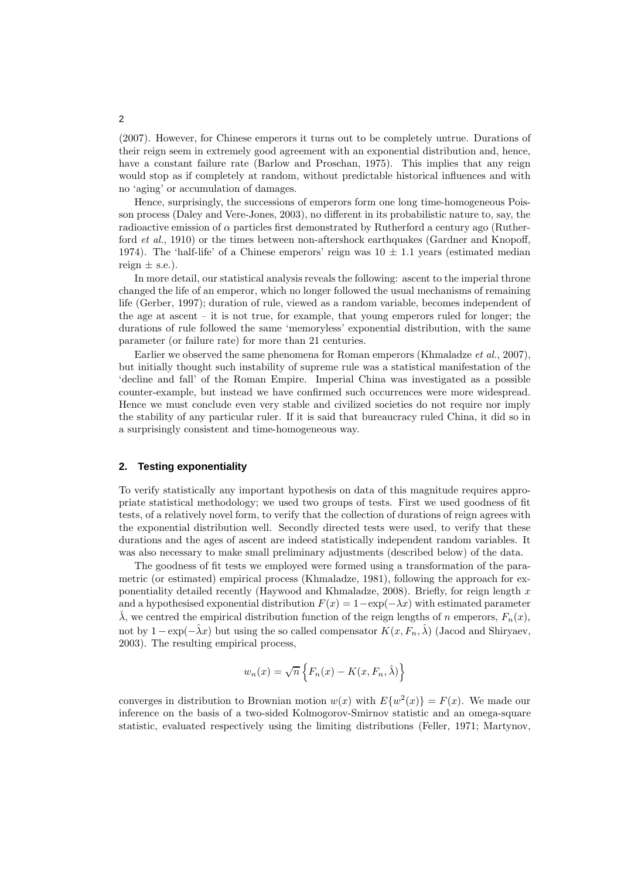(2007). However, for Chinese emperors it turns out to be completely untrue. Durations of their reign seem in extremely good agreement with an exponential distribution and, hence, have a constant failure rate (Barlow and Proschan, 1975). This implies that any reign would stop as if completely at random, without predictable historical influences and with no 'aging' or accumulation of damages.

Hence, surprisingly, the successions of emperors form one long time-homogeneous Poisson process (Daley and Vere-Jones, 2003), no different in its probabilistic nature to, say, the radioactive emission of $\alpha$ particles first demonstrated by Rutherford a century ago (Rutherford *et al.*, 1910) or the times between non-aftershock earthquakes (Gardner and Knopoff, 1974). The 'half-life' of a Chinese emperors' reign was $10 \pm 1.1$ years (estimated median reign $\pm$ s.e.).

In more detail, our statistical analysis reveals the following: ascent to the imperial throne changed the life of an emperor, which no longer followed the usual mechanisms of remaining life (Gerber, 1997); duration of rule, viewed as a random variable, becomes independent of the age at ascent – it is not true, for example, that young emperors ruled for longer; the durations of rule followed the same 'memoryless' exponential distribution, with the same parameter (or failure rate) for more than 21 centuries.

Earlier we observed the same phenomena for Roman emperors (Khmaladze *et al.*, 2007), but initially thought such instability of supreme rule was a statistical manifestation of the 'decline and fall' of the Roman Empire. Imperial China was investigated as a possible counter-example, but instead we have confirmed such occurrences were more widespread. Hence we must conclude even very stable and civilized societies do not require nor imply the stability of any particular ruler. If it is said that bureaucracy ruled China, it did so in a surprisingly consistent and time-homogeneous way.

## 2. Testing exponentiality

To verify statistically any important hypothesis on data of this magnitude requires appropriate statistical methodology; we used two groups of tests. First we used goodness of fit tests, of a relatively novel form, to verify that the collection of durations of reign agrees with the exponential distribution well. Secondly directed tests were used, to verify that these durations and the ages of ascent are indeed statistically independent random variables. It was also necessary to make small preliminary adjustments (described below) of the data.

The goodness of fit tests we employed were formed using a transformation of the parametric (or estimated) empirical process (Khmaladze, 1981), following the approach for exponentiality detailed recently (Haywood and Khmaladze, 2008). Briefly, for reign length $x$ and a hypothesised exponential distribution $F(x) = 1 - \exp(-\lambda x)$ with estimated parameter $\hat{\lambda}$, we centred the empirical distribution function of the reign lengths of $n$ emperors, $F_n(x)$, not by $1 - \exp(-\hat{\lambda} x)$ but using the so called compensator $K(x, F_n, \hat{\lambda})$ (Jacod and Shiryaev, 2003). The resulting empirical process,

$$w_n(x) = \sqrt{n} \left\{ F_n(x) - K(x, F_n, \hat{\lambda}) \right\}$$

converges in distribution to Brownian motion $w(x)$ with $E\{w^2(x)\} = F(x)$. We made our inference on the basis of a two-sided Kolmogorov-Smirnov statistic and an omega-square statistic, evaluated respectively using the limiting distributions (Feller, 1971; Martynov,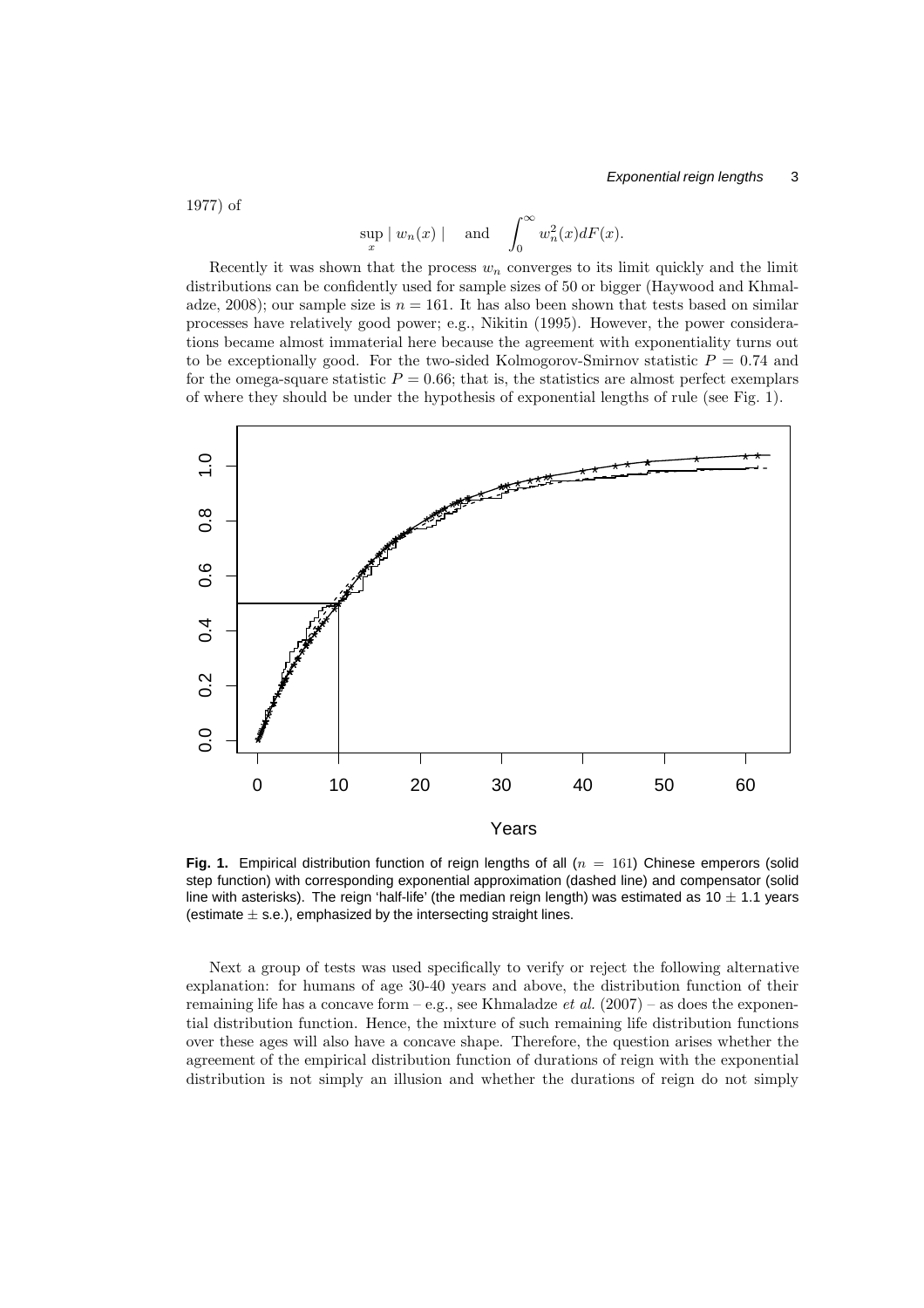1977) of

$$\sup_x | w_n(x) | \quad \text{and} \quad \int_0^\infty w_n^2(x) dF(x).$$

Recently it was shown that the process $w_n$ converges to its limit quickly and the limit distributions can be confidently used for sample sizes of 50 or bigger (Haywood and Khmaladze, 2008); our sample size is $n = 161$. It has also been shown that tests based on similar processes have relatively good power; e.g., Nikitin (1995). However, the power considerations became almost immaterial here because the agreement with exponentiality turns out to be exceptionally good. For the two-sided Kolmogorov-Smirnov statistic $P = 0.74$ and for the omega-square statistic $P = 0.66$; that is, the statistics are almost perfect exemplars of where they should be under the hypothesis of exponential lengths of rule (see Fig. 1).

**Fig. 1.** Empirical distribution function of reign lengths of all ($n = 161$) Chinese emperors (solid step function) with corresponding exponential approximation (dashed line) and compensator (solid line with asterisks). The reign 'half-life' (the median reign length) was estimated as $10 \pm 1.1$ years (estimate $\pm$ s.e.), emphasized by the intersecting straight lines.

Next a group of tests was used specifically to verify or reject the following alternative explanation: for humans of age 30-40 years and above, the distribution function of their remaining life has a concave form – e.g., see Khmaladze *et al.* (2007) – as does the exponential distribution function. Hence, the mixture of such remaining life distribution functions over these ages will also have a concave shape. Therefore, the question arises whether the agreement of the empirical distribution function of durations of reign with the exponential distribution is not simply an illusion and whether the durations of reign do not simply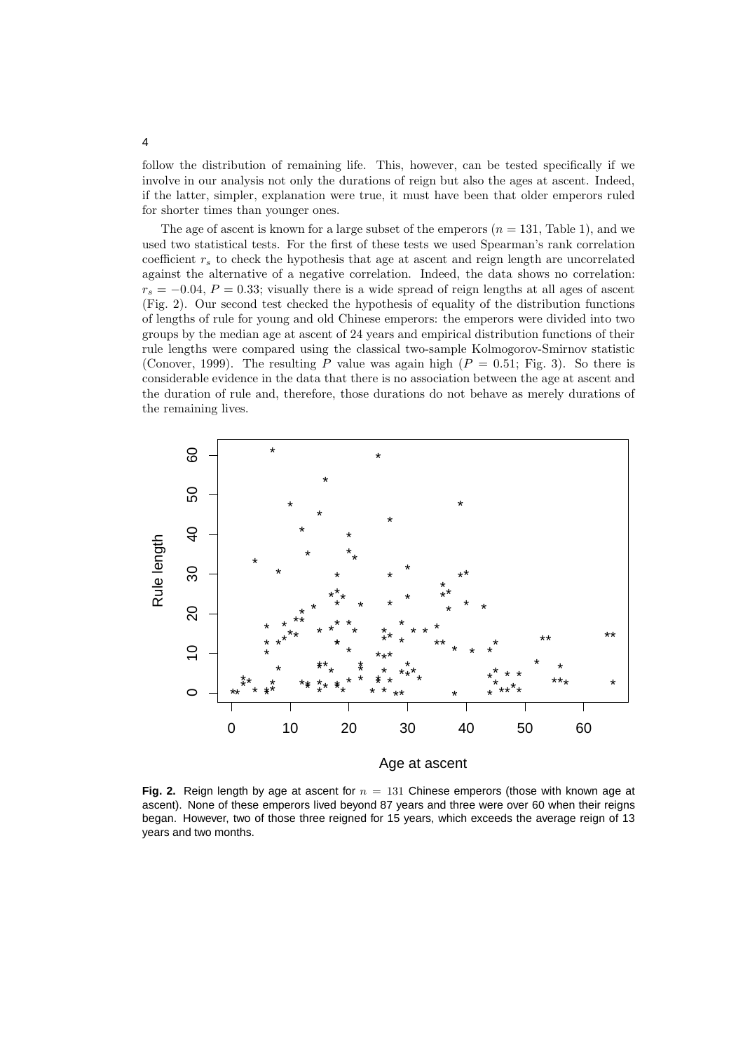follow the distribution of remaining life. This, however, can be tested specifically if we involve in our analysis not only the durations of reign but also the ages at ascent. Indeed, if the latter, simpler, explanation were true, it must have been that older emperors ruled for shorter times than younger ones.

The age of ascent is known for a large subset of the emperors ($n = 131$, Table 1), and we used two statistical tests. For the first of these tests we used Spearman's rank correlation coefficient $r_s$ to check the hypothesis that age at ascent and reign length are uncorrelated against the alternative of a negative correlation. Indeed, the data shows no correlation: $r_s = -0.04$, $P = 0.33$; visually there is a wide spread of reign lengths at all ages of ascent (Fig. 2). Our second test checked the hypothesis of equality of the distribution functions of lengths of rule for young and old Chinese emperors: the emperors were divided into two groups by the median age at ascent of 24 years and empirical distribution functions of their rule lengths were compared using the classical two-sample Kolmogorov-Smirnov statistic (Conover, 1999). The resulting $P$ value was again high ($P = 0.51$; Fig. 3). So there is considerable evidence in the data that there is no association between the age at ascent and the duration of rule and, therefore, those durations do not behave as merely durations of the remaining lives.

**Fig. 2.** Reign length by age at ascent for $n = 131$ Chinese emperors (those with known age at ascent). None of these emperors lived beyond 87 years and three were over 60 when their reigns began. However, two of those three reigned for 15 years, which exceeds the average reign of 13 years and two months.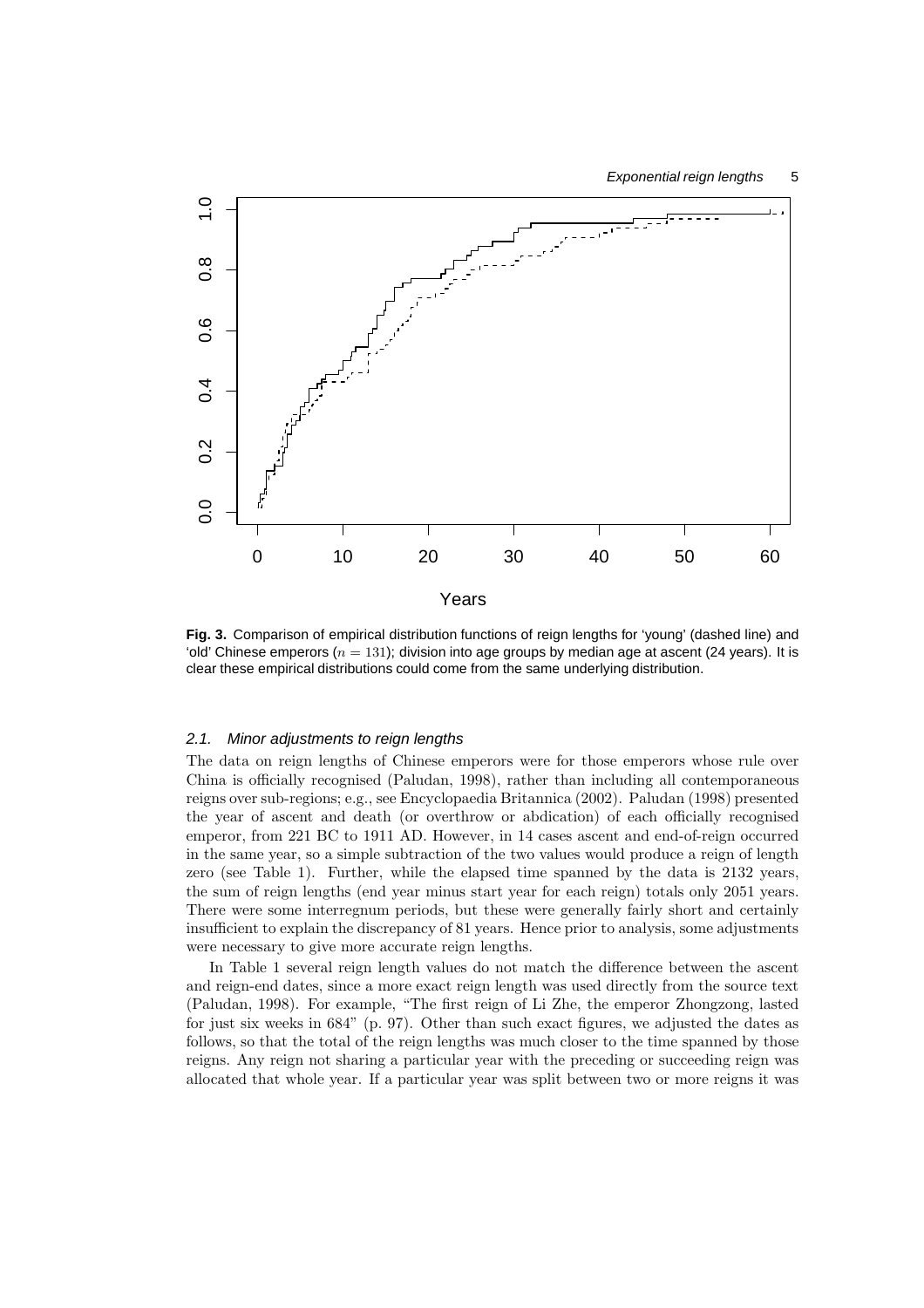**Fig. 3.** Comparison of empirical distribution functions of reign lengths for 'young' (dashed line) and 'old' Chinese emperors ($n = 131$); division into age groups by median age at ascent (24 years). It is clear these empirical distributions could come from the same underlying distribution.

### *2.1. Minor adjustments to reign lengths*

The data on reign lengths of Chinese emperors were for those emperors whose rule over China is officially recognised (Paludan, 1998), rather than including all contemporaneous reigns over sub-regions; e.g., see Encyclopaedia Britannica (2002). Paludan (1998) presented the year of ascent and death (or overthrow or abdication) of each officially recognised emperor, from 221 BC to 1911 AD. However, in 14 cases ascent and end-of-reign occurred in the same year, so a simple subtraction of the two values would produce a reign of length zero (see Table 1). Further, while the elapsed time spanned by the data is 2132 years, the sum of reign lengths (end year minus start year for each reign) totals only 2051 years. There were some interregnum periods, but these were generally fairly short and certainly insufficient to explain the discrepancy of 81 years. Hence prior to analysis, some adjustments were necessary to give more accurate reign lengths.

In Table 1 several reign length values do not match the difference between the ascent and reign-end dates, since a more exact reign length was used directly from the source text (Paludan, 1998). For example, "The first reign of Li Zhe, the emperor Zhongzong, lasted for just six weeks in 684" (p. 97). Other than such exact figures, we adjusted the dates as follows, so that the total of the reign lengths was much closer to the time spanned by those reigns. Any reign not sharing a particular year with the preceding or succeeding reign was allocated that whole year. If a particular year was split between two or more reigns it was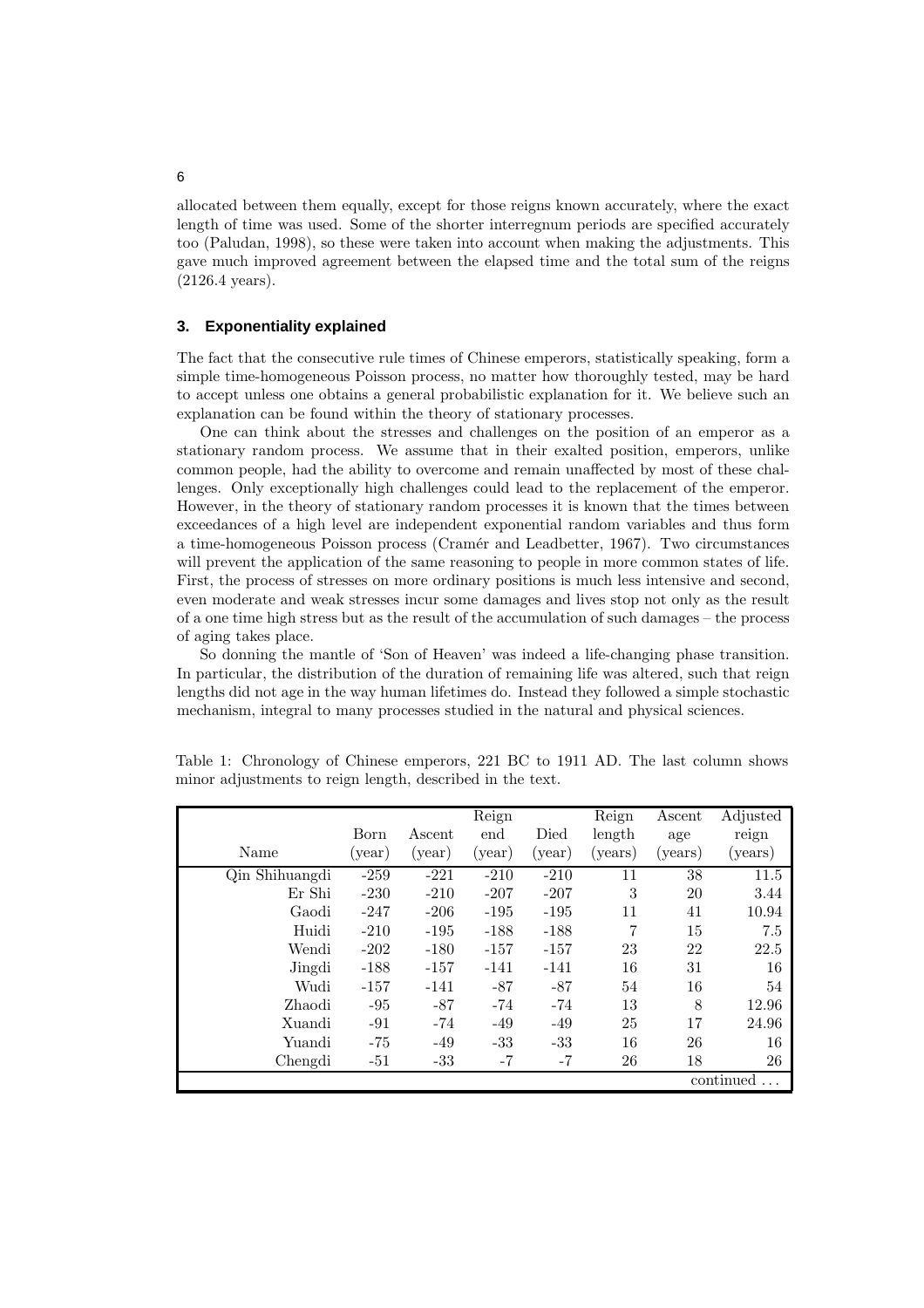allocated between them equally, except for those reigns known accurately, where the exact length of time was used. Some of the shorter interregnum periods are specified accurately too (Paludan, 1998), so these were taken into account when making the adjustments. This gave much improved agreement between the elapsed time and the total sum of the reigns (2126.4 years).

## 3. Exponentiality explained

The fact that the consecutive rule times of Chinese emperors, statistically speaking, form a simple time-homogeneous Poisson process, no matter how thoroughly tested, may be hard to accept unless one obtains a general probabilistic explanation for it. We believe such an explanation can be found within the theory of stationary processes.

One can think about the stresses and challenges on the position of an emperor as a stationary random process. We assume that in their exalted position, emperors, unlike common people, had the ability to overcome and remain unaffected by most of these challenges. Only exceptionally high challenges could lead to the replacement of the emperor. However, in the theory of stationary random processes it is known that the times between exceedances of a high level are independent exponential random variables and thus form a time-homogeneous Poisson process (Cramér and Leadbetter, 1967). Two circumstances will prevent the application of the same reasoning to people in more common states of life. First, the process of stresses on more ordinary positions is much less intensive and second, even moderate and weak stresses incur some damages and lives stop not only as the result of a one time high stress but as the result of the accumulation of such damages – the process of aging takes place.

So donning the mantle of 'Son of Heaven' was indeed a life-changing phase transition. In particular, the distribution of the duration of remaining life was altered, such that reign lengths did not age in the way human lifetimes do. Instead they followed a simple stochastic mechanism, integral to many processes studied in the natural and physical sciences.

Table 1: Chronology of Chinese emperors, 221 BC to 1911 AD. The last column shows minor adjustments to reign length, described in the text.

| Name | Born (year) | Ascent (year) | Reign end (year) | Died (year) | Reign length (years) | Ascent age (years) | Adjusted reign (years) |
|---|---|---|---|---|---|---|---|
| Qin Shihuangdi | -259 | -221 | -210 | -210 | 11 | 38 | 11.5 |
| Er Shi | -230 | -210 | -207 | -207 | 3 | 20 | 3.44 |
| Gaodi | -247 | -206 | -195 | -195 | 11 | 41 | 10.94 |
| Huidi | -210 | -195 | -188 | -188 | 7 | 15 | 7.5 |
| Wendi | -202 | -180 | -157 | -157 | 23 | 22 | 22.5 |
| Jingdi | -188 | -157 | -141 | -141 | 16 | 31 | 16 |
| Wudi | -157 | -141 | -87 | -87 | 54 | 16 | 54 |
| Zhaodi | -95 | -87 | -74 | -74 | 13 | 8 | 12.96 |
| Xuandi | -91 | -74 | -49 | -49 | 25 | 17 | 24.96 |
| Yuandi | -75 | -49 | -33 | -33 | 16 | 26 | 16 |
| Chengdi | -51 | -33 | -7 | -7 | 26 | 18 | 26 |

continued ...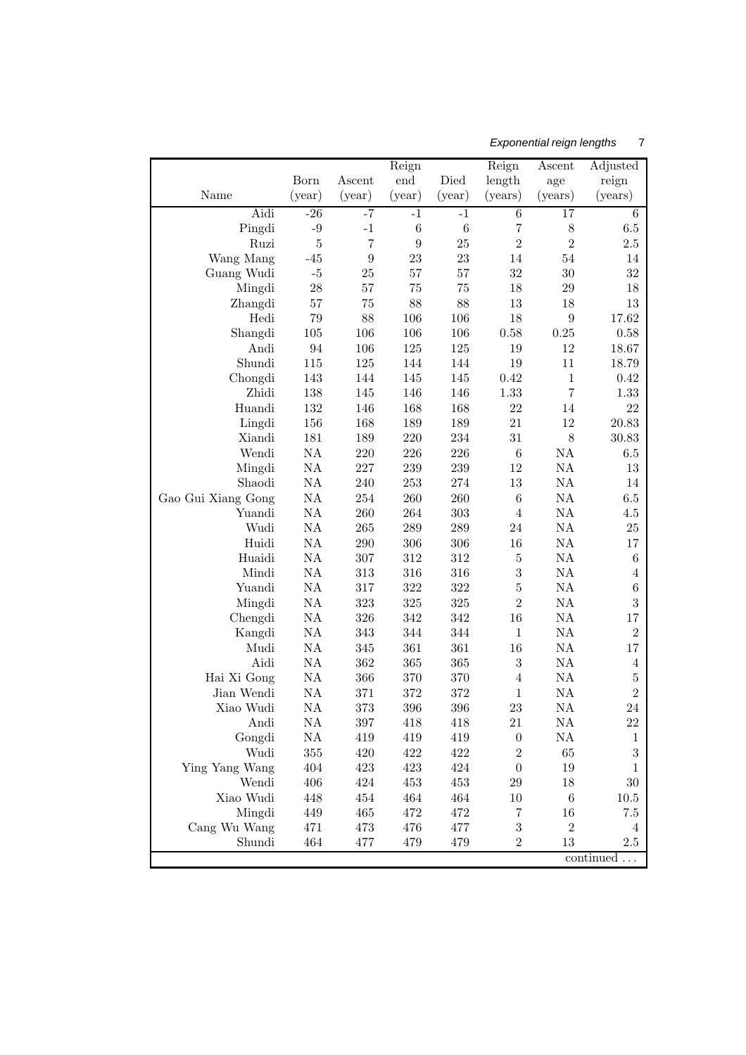| Name | Born (year) | Ascent (year) | Reign end (year) | Died (year) | Reign length (years) | Ascent age (years) | Adjusted reign (years) |
|---|---|---|---|---|---|---|---|
| Aidi | -26 | -7 | -1 | -1 | 6 | 17 | 6 |
| Pingdi | -9 | -1 | 6 | 6 | 7 | 8 | 6.5 |
| Ruzi | 5 | 7 | 9 | 25 | 2 | 2 | 2.5 |
| Wang Mang | -45 | 9 | 23 | 23 | 14 | 54 | 14 |
| Guang Wudi | -5 | 25 | 57 | 57 | 32 | 30 | 32 |
| Mingdi | 28 | 57 | 75 | 75 | 18 | 29 | 18 |
| Zhangdi | 57 | 75 | 88 | 88 | 13 | 18 | 13 |
| Hedi | 79 | 88 | 106 | 106 | 18 | 9 | 17.62 |
| Shangdi | 105 | 106 | 106 | 106 | 0.58 | 0.25 | 0.58 |
| Andi | 94 | 106 | 125 | 125 | 19 | 12 | 18.67 |
| Shundi | 115 | 125 | 144 | 144 | 19 | 11 | 18.79 |
| Chongdi | 143 | 144 | 145 | 145 | 0.42 | 1 | 0.42 |
| Zhidi | 138 | 145 | 146 | 146 | 1.33 | 7 | 1.33 |
| Huandi | 132 | 146 | 168 | 168 | 22 | 14 | 22 |
| Lingdi | 156 | 168 | 189 | 189 | 21 | 12 | 20.83 |
| Xiandi | 181 | 189 | 220 | 234 | 31 | 8 | 30.83 |
| Wendi | NA | 220 | 226 | 226 | 6 | NA | 6.5 |
| Mingdi | NA | 227 | 239 | 239 | 12 | NA | 13 |
| Shaodi | NA | 240 | 253 | 274 | 13 | NA | 14 |
| Gao Gui Xiang Gong | NA | 254 | 260 | 260 | 6 | NA | 6.5 |
| Yuandi | NA | 260 | 264 | 303 | 4 | NA | 4.5 |
| Wudi | NA | 265 | 289 | 289 | 24 | NA | 25 |
| Huidi | NA | 290 | 306 | 306 | 16 | NA | 17 |
| Huaidi | NA | 307 | 312 | 312 | 5 | NA | 6 |
| Mindi | NA | 313 | 316 | 316 | 3 | NA | 4 |
| Yuandi | NA | 317 | 322 | 322 | 5 | NA | 6 |
| Mingdi | NA | 323 | 325 | 325 | 2 | NA | 3 |
| Chengdi | NA | 326 | 342 | 342 | 16 | NA | 17 |
| Kangdi | NA | 343 | 344 | 344 | 1 | NA | 2 |
| Mudi | NA | 345 | 361 | 361 | 16 | NA | 17 |
| Aidi | NA | 362 | 365 | 365 | 3 | NA | 4 |
| Hai Xi Gong | NA | 366 | 370 | 370 | 4 | NA | 5 |
| Jian Wendi | NA | 371 | 372 | 372 | 1 | NA | 2 |
| Xiao Wudi | NA | 373 | 396 | 396 | 23 | NA | 24 |
| Andi | NA | 397 | 418 | 418 | 21 | NA | 22 |
| Gongdi | NA | 419 | 419 | 419 | 0 | NA | 1 |
| Wudi | 355 | 420 | 422 | 422 | 2 | 65 | 3 |
| Ying Yang Wang | 404 | 423 | 423 | 424 | 0 | 19 | 1 |
| Wendi | 406 | 424 | 453 | 453 | 29 | 18 | 30 |
| Xiao Wudi | 448 | 454 | 464 | 464 | 10 | 6 | 10.5 |
| Mingdi | 449 | 465 | 472 | 472 | 7 | 16 | 7.5 |
| Cang Wu Wang | 471 | 473 | 476 | 477 | 3 | 2 | 4 |
| Shundi | 464 | 477 | 479 | 479 | 2 | 13 | 2.5 |

continued ...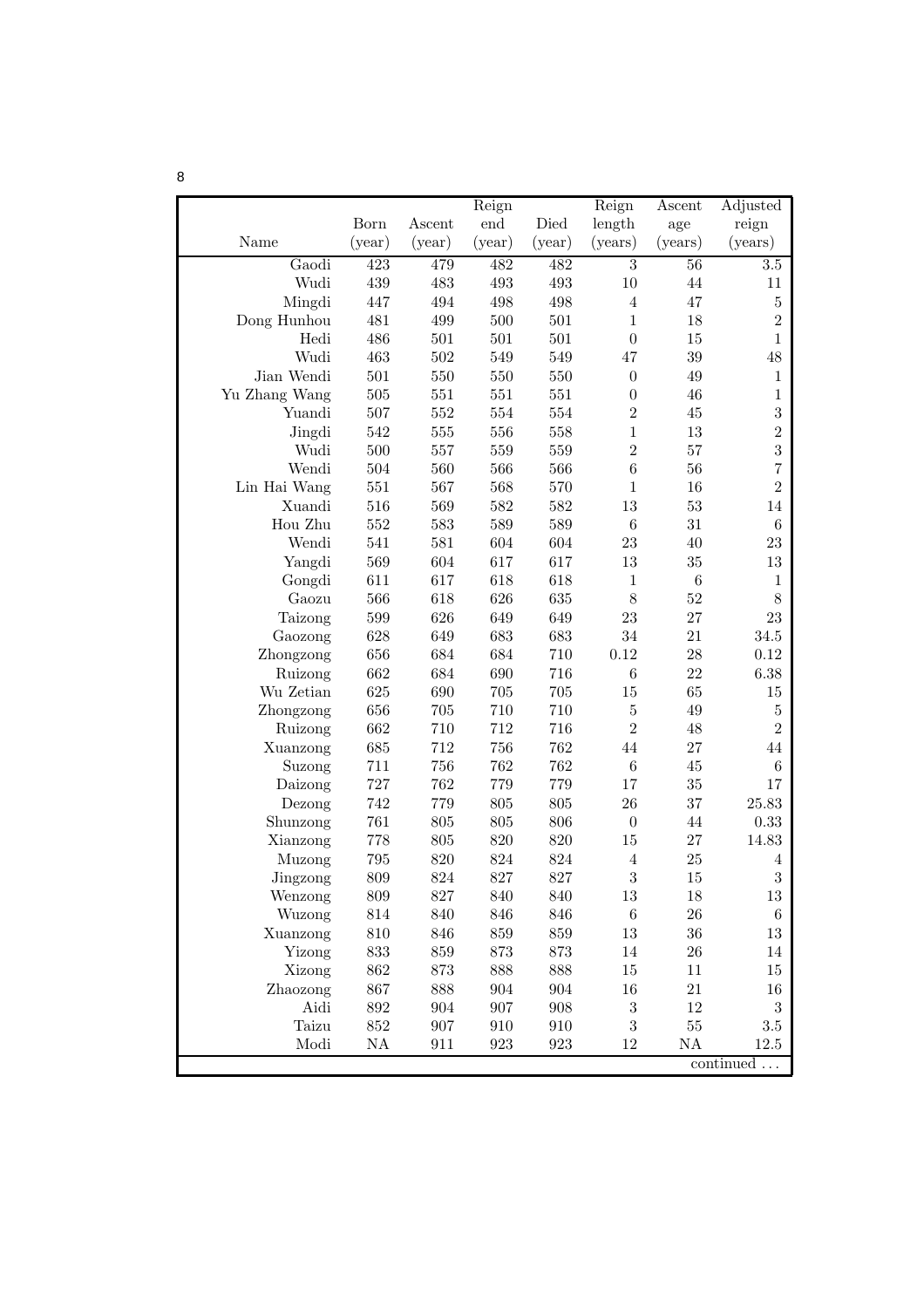| Name | Born (year) | Ascent (year) | Reign end (year) | Died (year) | Reign length (years) | Ascent age (years) | Adjusted reign (years) |
|---|---|---|---|---|---|---|---|
| Gaodi | 423 | 479 | 482 | 482 | 3 | 56 | 3.5 |
| Wudi | 439 | 483 | 493 | 493 | 10 | 44 | 11 |
| Mingdi | 447 | 494 | 498 | 498 | 4 | 47 | 5 |
| Dong Hunhou | 481 | 499 | 500 | 501 | 1 | 18 | 2 |
| Hedi | 486 | 501 | 501 | 501 | 0 | 15 | 1 |
| Wudi | 463 | 502 | 549 | 549 | 47 | 39 | 48 |
| Jian Wendi | 501 | 550 | 550 | 550 | 0 | 49 | 1 |
| Yu Zhang Wang | 505 | 551 | 551 | 551 | 0 | 46 | 1 |
| Yuandi | 507 | 552 | 554 | 554 | 2 | 45 | 3 |
| Jingdi | 542 | 555 | 556 | 558 | 1 | 13 | 2 |
| Wudi | 500 | 557 | 559 | 559 | 2 | 57 | 3 |
| Wendi | 504 | 560 | 566 | 566 | 6 | 56 | 7 |
| Lin Hai Wang | 551 | 567 | 568 | 570 | 1 | 16 | 2 |
| Xuandi | 516 | 569 | 582 | 582 | 13 | 53 | 14 |
| Hou Zhu | 552 | 583 | 589 | 589 | 6 | 31 | 6 |
| Wendi | 541 | 581 | 604 | 604 | 23 | 40 | 23 |
| Yangdi | 569 | 604 | 617 | 617 | 13 | 35 | 13 |
| Gongdi | 611 | 617 | 618 | 618 | 1 | 6 | 1 |
| Gaozu | 566 | 618 | 626 | 635 | 8 | 52 | 8 |
| Taizong | 599 | 626 | 649 | 649 | 23 | 27 | 23 |
| Gaozong | 628 | 649 | 683 | 683 | 34 | 21 | 34.5 |
| Zhongzong | 656 | 684 | 684 | 710 | 0.12 | 28 | 0.12 |
| Ruizong | 662 | 684 | 690 | 716 | 6 | 22 | 6.38 |
| Wu Zetian | 625 | 690 | 705 | 705 | 15 | 65 | 15 |
| Zhongzong | 656 | 705 | 710 | 710 | 5 | 49 | 5 |
| Ruizong | 662 | 710 | 712 | 716 | 2 | 48 | 2 |
| Xuanzong | 685 | 712 | 756 | 762 | 44 | 27 | 44 |
| Suzong | 711 | 756 | 762 | 762 | 6 | 45 | 6 |
| Daizong | 727 | 762 | 779 | 779 | 17 | 35 | 17 |
| Dezong | 742 | 779 | 805 | 805 | 26 | 37 | 25.83 |
| Shunzong | 761 | 805 | 805 | 806 | 0 | 44 | 0.33 |
| Xianzong | 778 | 805 | 820 | 820 | 15 | 27 | 14.83 |
| Muzong | 795 | 820 | 824 | 824 | 4 | 25 | 4 |
| Jingzong | 809 | 824 | 827 | 827 | 3 | 15 | 3 |
| Wenzong | 809 | 827 | 840 | 840 | 13 | 18 | 13 |
| Wuzong | 814 | 840 | 846 | 846 | 6 | 26 | 6 |
| Xuanzong | 810 | 846 | 859 | 859 | 13 | 36 | 13 |
| Yizong | 833 | 859 | 873 | 873 | 14 | 26 | 14 |
| Xizong | 862 | 873 | 888 | 888 | 15 | 11 | 15 |
| Zhaozong | 867 | 888 | 904 | 904 | 16 | 21 | 16 |
| Aidi | 892 | 904 | 907 | 908 | 3 | 12 | 3 |
| Taizu | 852 | 907 | 910 | 910 | 3 | 55 | 3.5 |
| Modi | NA | 911 | 923 | 923 | 12 | NA | 12.5 |

continued ...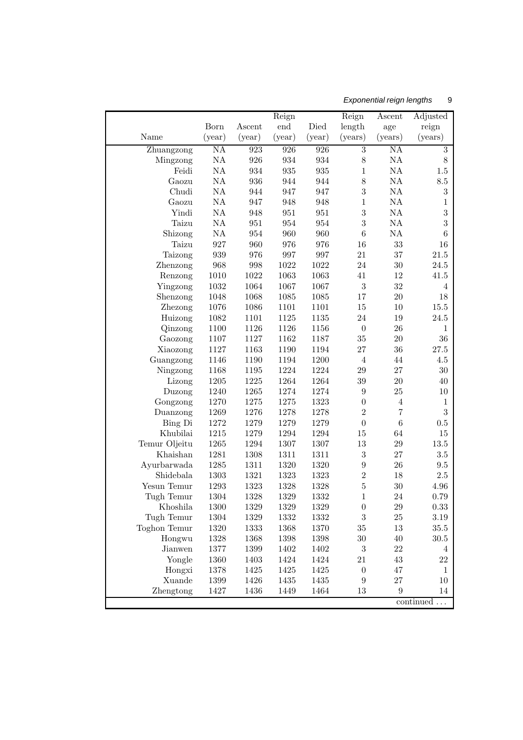| Name | Born (year) | Ascent (year) | Reign end (year) | Died (year) | Reign length (years) | Ascent age (years) | Adjusted reign (years) |
|---|---|---|---|---|---|---|---|
| Zhuangzong | NA | 923 | 926 | 926 | 3 | NA | 3 |
| Mingzong | NA | 926 | 934 | 934 | 8 | NA | 8 |
| Feidi | NA | 934 | 935 | 935 | 1 | NA | 1.5 |
| Gaozu | NA | 936 | 944 | 944 | 8 | NA | 8.5 |
| Chudi | NA | 944 | 947 | 947 | 3 | NA | 3 |
| Gaozu | NA | 947 | 948 | 948 | 1 | NA | 1 |
| Yindi | NA | 948 | 951 | 951 | 3 | NA | 3 |
| Taizu | NA | 951 | 954 | 954 | 3 | NA | 3 |
| Shizong | NA | 954 | 960 | 960 | 6 | NA | 6 |
| Taizu | 927 | 960 | 976 | 976 | 16 | 33 | 16 |
| Taizong | 939 | 976 | 997 | 997 | 21 | 37 | 21.5 |
| Zhenzong | 968 | 998 | 1022 | 1022 | 24 | 30 | 24.5 |
| Renzong | 1010 | 1022 | 1063 | 1063 | 41 | 12 | 41.5 |
| Yingzong | 1032 | 1064 | 1067 | 1067 | 3 | 32 | 4 |
| Shenzong | 1048 | 1068 | 1085 | 1085 | 17 | 20 | 18 |
| Zhezong | 1076 | 1086 | 1101 | 1101 | 15 | 10 | 15.5 |
| Huizong | 1082 | 1101 | 1125 | 1135 | 24 | 19 | 24.5 |
| Qinzong | 1100 | 1126 | 1126 | 1156 | 0 | 26 | 1 |
| Gaozong | 1107 | 1127 | 1162 | 1187 | 35 | 20 | 36 |
| Xiaozong | 1127 | 1163 | 1190 | 1194 | 27 | 36 | 27.5 |
| Guangzong | 1146 | 1190 | 1194 | 1200 | 4 | 44 | 4.5 |
| Ningzong | 1168 | 1195 | 1224 | 1224 | 29 | 27 | 30 |
| Lizong | 1205 | 1225 | 1264 | 1264 | 39 | 20 | 40 |
| Duzong | 1240 | 1265 | 1274 | 1274 | 9 | 25 | 10 |
| Gongzong | 1270 | 1275 | 1275 | 1323 | 0 | 4 | 1 |
| Duanzong | 1269 | 1276 | 1278 | 1278 | 2 | 7 | 3 |
| Bing Di | 1272 | 1279 | 1279 | 1279 | 0 | 6 | 0.5 |
| Khubilai | 1215 | 1279 | 1294 | 1294 | 15 | 64 | 15 |
| Temur Oljeitu | 1265 | 1294 | 1307 | 1307 | 13 | 29 | 13.5 |
| Khaishan | 1281 | 1308 | 1311 | 1311 | 3 | 27 | 3.5 |
| Ayurbarwada | 1285 | 1311 | 1320 | 1320 | 9 | 26 | 9.5 |
| Shidebala | 1303 | 1321 | 1323 | 1323 | 2 | 18 | 2.5 |
| Yesun Temur | 1293 | 1323 | 1328 | 1328 | 5 | 30 | 4.96 |
| Tugh Temur | 1304 | 1328 | 1329 | 1332 | 1 | 24 | 0.79 |
| Khoshila | 1300 | 1329 | 1329 | 1329 | 0 | 29 | 0.33 |
| Tugh Temur | 1304 | 1329 | 1332 | 1332 | 3 | 25 | 3.19 |
| Toghon Temur | 1320 | 1333 | 1368 | 1370 | 35 | 13 | 35.5 |
| Hongwu | 1328 | 1368 | 1398 | 1398 | 30 | 40 | 30.5 |
| Jianwen | 1377 | 1399 | 1402 | 1402 | 3 | 22 | 4 |
| Yongle | 1360 | 1403 | 1424 | 1424 | 21 | 43 | 22 |
| Hongxi | 1378 | 1425 | 1425 | 1425 | 0 | 47 | 1 |
| Xuande | 1399 | 1426 | 1435 | 1435 | 9 | 27 | 10 |
| Zhengtong | 1427 | 1436 | 1449 | 1464 | 13 | 9 | 14 |

continued ...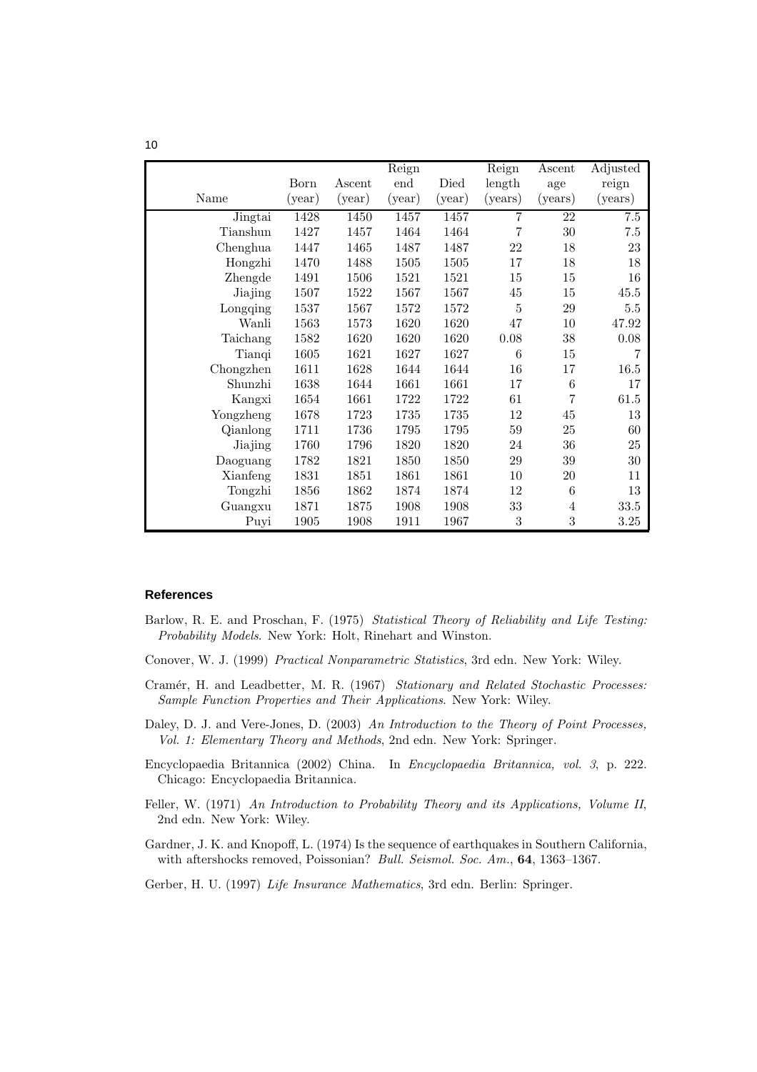| Name | Born (year) | Ascent (year) | Reign end (year) | Died (year) | Reign length (years) | Ascent age (years) | Adjusted reign (years) |
|---|---|---|---|---|---|---|---|
| Jingtai | 1428 | 1450 | 1457 | 1457 | 7 | 22 | 7.5 |
| Tianshun | 1427 | 1457 | 1464 | 1464 | 7 | 30 | 7.5 |
| Chenghua | 1447 | 1465 | 1487 | 1487 | 22 | 18 | 23 |
| Hongzhi | 1470 | 1488 | 1505 | 1505 | 17 | 18 | 18 |
| Zhengde | 1491 | 1506 | 1521 | 1521 | 15 | 15 | 16 |
| Jiajing | 1507 | 1522 | 1567 | 1567 | 45 | 15 | 45.5 |
| Longqing | 1537 | 1567 | 1572 | 1572 | 5 | 29 | 5.5 |
| Wanli | 1563 | 1573 | 1620 | 1620 | 47 | 10 | 47.92 |
| Taichang | 1582 | 1620 | 1620 | 1620 | 0.08 | 38 | 0.08 |
| Tianqi | 1605 | 1621 | 1627 | 1627 | 6 | 15 | 7 |
| Chongzhen | 1611 | 1628 | 1644 | 1644 | 16 | 17 | 16.5 |
| Shunzhi | 1638 | 1644 | 1661 | 1661 | 17 | 6 | 17 |
| Kangxi | 1654 | 1661 | 1722 | 1722 | 61 | 7 | 61.5 |
| Yongzheng | 1678 | 1723 | 1735 | 1735 | 12 | 45 | 13 |
| Qianlong | 1711 | 1736 | 1795 | 1795 | 59 | 25 | 60 |
| Jiajing | 1760 | 1796 | 1820 | 1820 | 24 | 36 | 25 |
| Daoguang | 1782 | 1821 | 1850 | 1850 | 29 | 39 | 30 |
| Xianfeng | 1831 | 1851 | 1861 | 1861 | 10 | 20 | 11 |
| Tongzhi | 1856 | 1862 | 1874 | 1874 | 12 | 6 | 13 |
| Guangxu | 1871 | 1875 | 1908 | 1908 | 33 | 4 | 33.5 |
| Puyi | 1905 | 1908 | 1911 | 1967 | 3 | 3 | 3.25 |

## References

Barlow, R. E. and Proschan, F. (1975) *Statistical Theory of Reliability and Life Testing: Probability Models*. New York: Holt, Rinehart and Winston.

Conover, W. J. (1999) *Practical Nonparametric Statistics*, 3rd edn. New York: Wiley.

Cramér, H. and Leadbetter, M. R. (1967) *Stationary and Related Stochastic Processes: Sample Function Properties and Their Applications*. New York: Wiley.

Daley, D. J. and Vere-Jones, D. (2003) *An Introduction to the Theory of Point Processes, Vol. 1: Elementary Theory and Methods*, 2nd edn. New York: Springer.

Encyclopaedia Britannica (2002) China. In *Encyclopaedia Britannica, vol. 3*, p. 222. Chicago: Encyclopaedia Britannica.

Feller, W. (1971) *An Introduction to Probability Theory and its Applications, Volume II*, 2nd edn. New York: Wiley.

Gardner, J. K. and Knopoff, L. (1974) Is the sequence of earthquakes in Southern California, with aftershocks removed, Poissonian? *Bull. Seismol. Soc. Am.*, **64**, 1363–1367.

Gerber, H. U. (1997) *Life Insurance Mathematics*, 3rd edn. Berlin: Springer.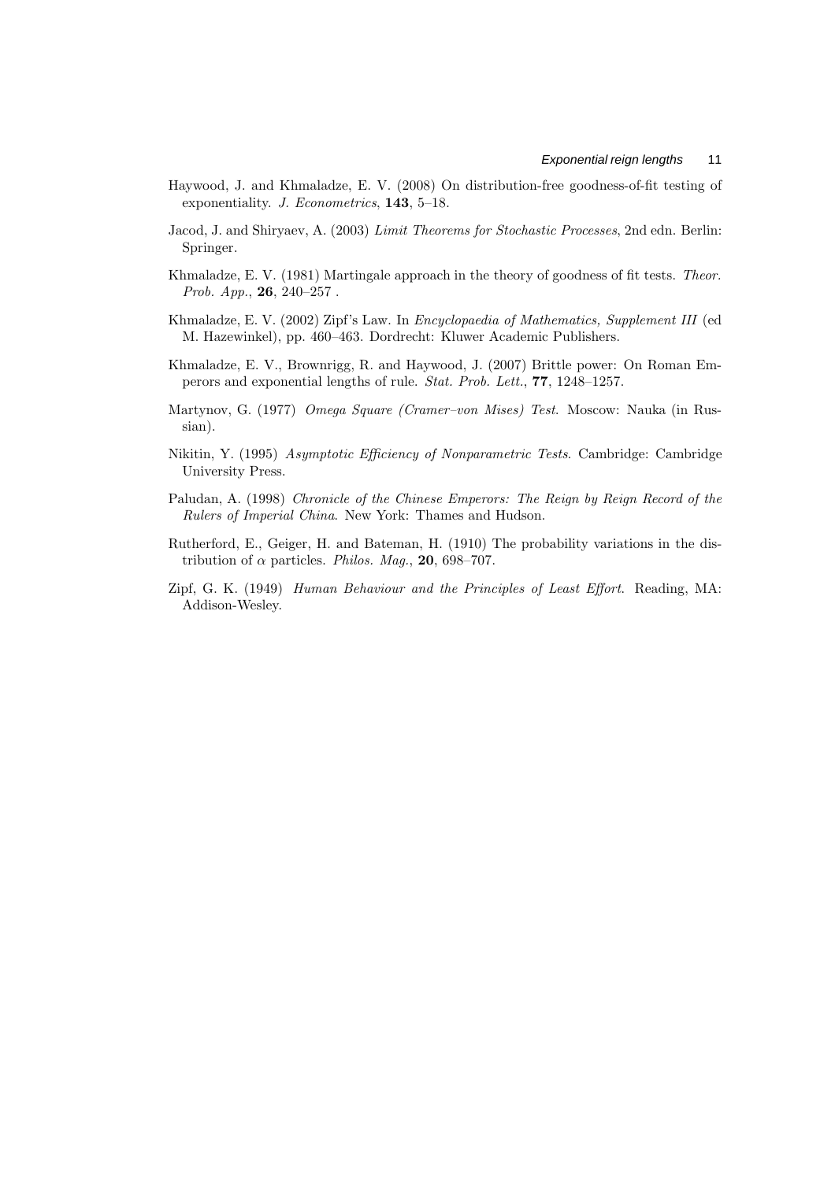Haywood, J. and Khmaladze, E. V. (2008) On distribution-free goodness-of-fit testing of exponentiality. *J. Econometrics*, **143**, 5–18.

Jacod, J. and Shiryaev, A. (2003) *Limit Theorems for Stochastic Processes*, 2nd edn. Berlin: Springer.

Khmaladze, E. V. (1981) Martingale approach in the theory of goodness of fit tests. *Theor. Prob. App.*, **26**, 240–257 .

Khmaladze, E. V. (2002) Zipf's Law. In *Encyclopaedia of Mathematics, Supplement III* (ed M. Hazewinkel), pp. 460–463. Dordrecht: Kluwer Academic Publishers.

Khmaladze, E. V., Brownrigg, R. and Haywood, J. (2007) Brittle power: On Roman Emperors and exponential lengths of rule. *Stat. Prob. Lett.*, **77**, 1248–1257.

Martynov, G. (1977) *Omega Square (Cramer–von Mises) Test*. Moscow: Nauka (in Russian).

Nikitin, Y. (1995) *Asymptotic Efficiency of Nonparametric Tests*. Cambridge: Cambridge University Press.

Paludan, A. (1998) *Chronicle of the Chinese Emperors: The Reign by Reign Record of the Rulers of Imperial China*. New York: Thames and Hudson.

Rutherford, E., Geiger, H. and Bateman, H. (1910) The probability variations in the distribution of $\alpha$ particles. *Philos. Mag.*, **20**, 698–707.

Zipf, G. K. (1949) *Human Behaviour and the Principles of Least Effort*. Reading, MA: Addison-Wesley.